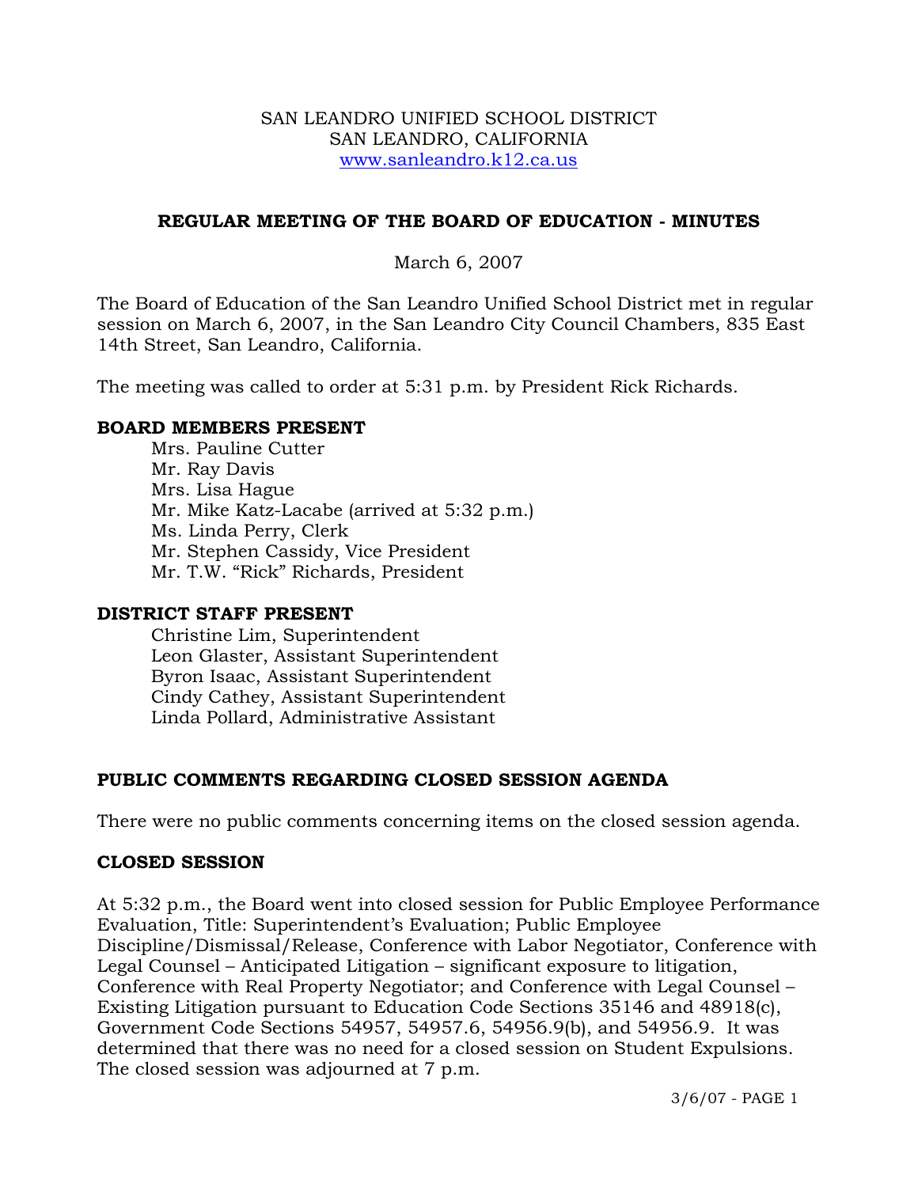SAN LEANDRO UNIFIED SCHOOL DISTRICT
SAN LEANDRO, CALIFORNIA
www.sanleandro.k12.ca.us

# REGULAR MEETING OF THE BOARD OF EDUCATION - MINUTES

March 6, 2007

The Board of Education of the San Leandro Unified School District met in regular session on March 6, 2007, in the San Leandro City Council Chambers, 835 East 14th Street, San Leandro, California.

The meeting was called to order at 5:31 p.m. by President Rick Richards.

## BOARD MEMBERS PRESENT

Mrs. Pauline Cutter
Mr. Ray Davis
Mrs. Lisa Hague
Mr. Mike Katz-Lacabe (arrived at 5:32 p.m.)
Ms. Linda Perry, Clerk
Mr. Stephen Cassidy, Vice President
Mr. T.W. "Rick" Richards, President

## DISTRICT STAFF PRESENT

Christine Lim, Superintendent
Leon Glaster, Assistant Superintendent
Byron Isaac, Assistant Superintendent
Cindy Cathey, Assistant Superintendent
Linda Pollard, Administrative Assistant

## PUBLIC COMMENTS REGARDING CLOSED SESSION AGENDA

There were no public comments concerning items on the closed session agenda.

## CLOSED SESSION

At 5:32 p.m., the Board went into closed session for Public Employee Performance Evaluation, Title: Superintendent's Evaluation; Public Employee Discipline/Dismissal/Release, Conference with Labor Negotiator, Conference with Legal Counsel – Anticipated Litigation – significant exposure to litigation, Conference with Real Property Negotiator; and Conference with Legal Counsel – Existing Litigation pursuant to Education Code Sections 35146 and 48918(c), Government Code Sections 54957, 54957.6, 54956.9(b), and 54956.9. It was determined that there was no need for a closed session on Student Expulsions. The closed session was adjourned at 7 p.m.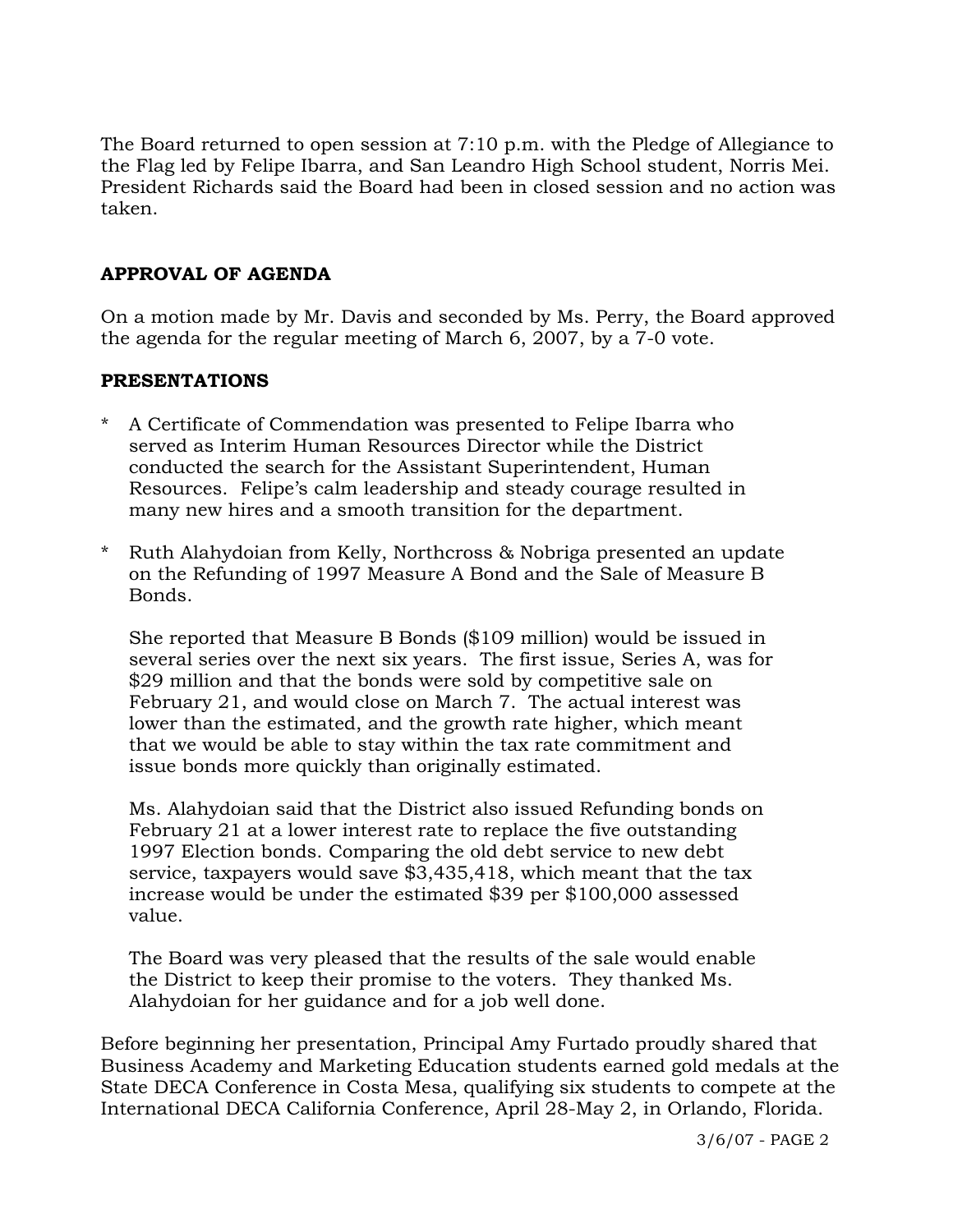The Board returned to open session at 7:10 p.m. with the Pledge of Allegiance to the Flag led by Felipe Ibarra, and San Leandro High School student, Norris Mei. President Richards said the Board had been in closed session and no action was taken.

**APPROVAL OF AGENDA**

On a motion made by Mr. Davis and seconded by Ms. Perry, the Board approved the agenda for the regular meeting of March 6, 2007, by a 7-0 vote.

**PRESENTATIONS**

* A Certificate of Commendation was presented to Felipe Ibarra who served as Interim Human Resources Director while the District conducted the search for the Assistant Superintendent, Human Resources. Felipe's calm leadership and steady courage resulted in many new hires and a smooth transition for the department.

* Ruth Alahydoian from Kelly, Northcross & Nobriga presented an update on the Refunding of 1997 Measure A Bond and the Sale of Measure B Bonds.

  She reported that Measure B Bonds ($109 million) would be issued in several series over the next six years. The first issue, Series A, was for $29 million and that the bonds were sold by competitive sale on February 21, and would close on March 7. The actual interest was lower than the estimated, and the growth rate higher, which meant that we would be able to stay within the tax rate commitment and issue bonds more quickly than originally estimated.

  Ms. Alahydoian said that the District also issued Refunding bonds on February 21 at a lower interest rate to replace the five outstanding 1997 Election bonds. Comparing the old debt service to new debt service, taxpayers would save $3,435,418, which meant that the tax increase would be under the estimated $39 per $100,000 assessed value.

  The Board was very pleased that the results of the sale would enable the District to keep their promise to the voters. They thanked Ms. Alahydoian for her guidance and for a job well done.

Before beginning her presentation, Principal Amy Furtado proudly shared that Business Academy and Marketing Education students earned gold medals at the State DECA Conference in Costa Mesa, qualifying six students to compete at the International DECA California Conference, April 28-May 2, in Orlando, Florida.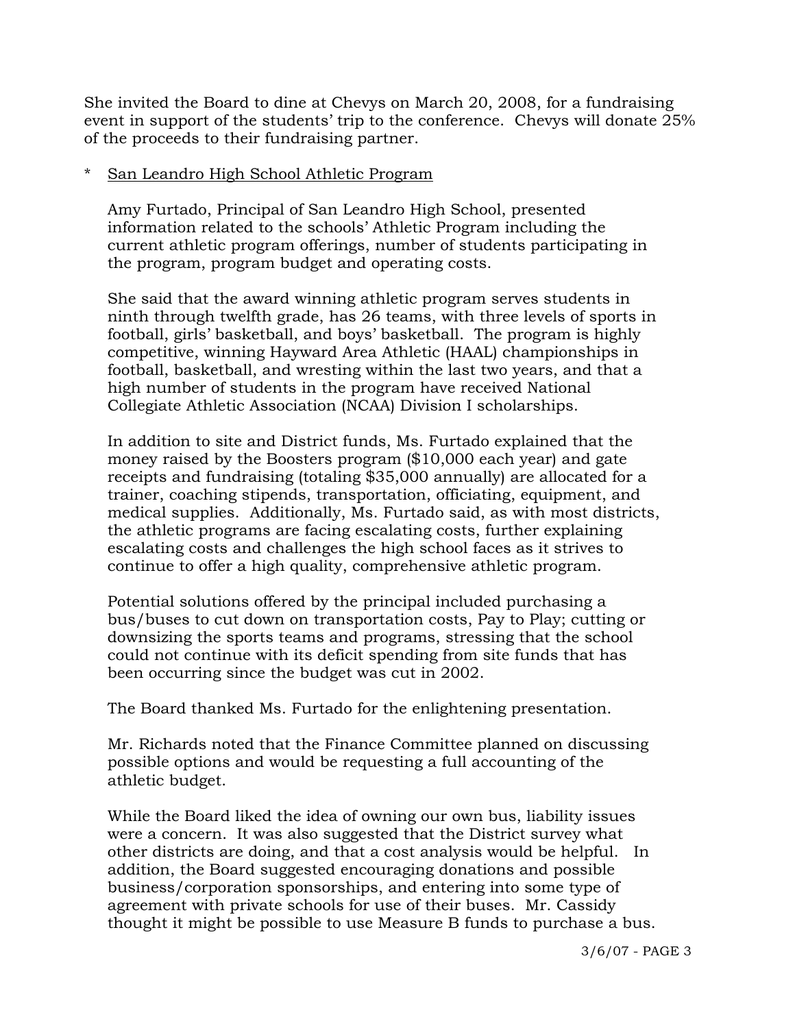She invited the Board to dine at Chevys on March 20, 2008, for a fundraising event in support of the students' trip to the conference. Chevys will donate 25% of the proceeds to their fundraising partner.

* <u>San Leandro High School Athletic Program</u>

  Amy Furtado, Principal of San Leandro High School, presented information related to the schools' Athletic Program including the current athletic program offerings, number of students participating in the program, program budget and operating costs.

  She said that the award winning athletic program serves students in ninth through twelfth grade, has 26 teams, with three levels of sports in football, girls' basketball, and boys' basketball. The program is highly competitive, winning Hayward Area Athletic (HAAL) championships in football, basketball, and wresting within the last two years, and that a high number of students in the program have received National Collegiate Athletic Association (NCAA) Division I scholarships.

  In addition to site and District funds, Ms. Furtado explained that the money raised by the Boosters program ($10,000 each year) and gate receipts and fundraising (totaling $35,000 annually) are allocated for a trainer, coaching stipends, transportation, officiating, equipment, and medical supplies. Additionally, Ms. Furtado said, as with most districts, the athletic programs are facing escalating costs, further explaining escalating costs and challenges the high school faces as it strives to continue to offer a high quality, comprehensive athletic program.

  Potential solutions offered by the principal included purchasing a bus/buses to cut down on transportation costs, Pay to Play; cutting or downsizing the sports teams and programs, stressing that the school could not continue with its deficit spending from site funds that has been occurring since the budget was cut in 2002.

  The Board thanked Ms. Furtado for the enlightening presentation.

  Mr. Richards noted that the Finance Committee planned on discussing possible options and would be requesting a full accounting of the athletic budget.

  While the Board liked the idea of owning our own bus, liability issues were a concern. It was also suggested that the District survey what other districts are doing, and that a cost analysis would be helpful. In addition, the Board suggested encouraging donations and possible business/corporation sponsorships, and entering into some type of agreement with private schools for use of their buses. Mr. Cassidy thought it might be possible to use Measure B funds to purchase a bus.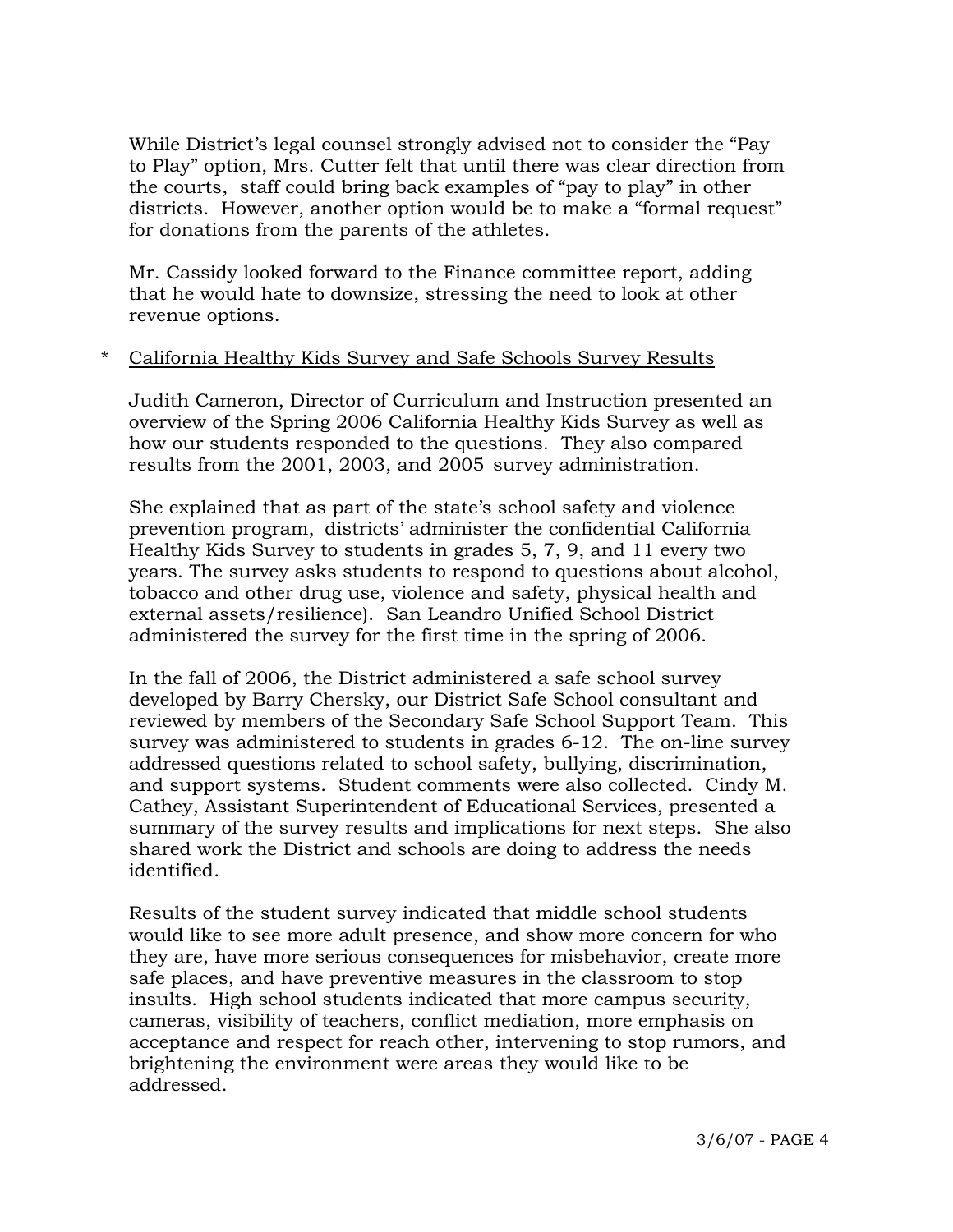While District's legal counsel strongly advised not to consider the "Pay to Play" option, Mrs. Cutter felt that until there was clear direction from the courts, staff could bring back examples of "pay to play" in other districts. However, another option would be to make a "formal request" for donations from the parents of the athletes.

Mr. Cassidy looked forward to the Finance committee report, adding that he would hate to downsize, stressing the need to look at other revenue options.

* <u>California Healthy Kids Survey and Safe Schools Survey Results</u>

Judith Cameron, Director of Curriculum and Instruction presented an overview of the Spring 2006 California Healthy Kids Survey as well as how our students responded to the questions. They also compared results from the 2001, 2003, and 2005 survey administration.

She explained that as part of the state's school safety and violence prevention program, districts' administer the confidential California Healthy Kids Survey to students in grades 5, 7, 9, and 11 every two years. The survey asks students to respond to questions about alcohol, tobacco and other drug use, violence and safety, physical health and external assets/resilience). San Leandro Unified School District administered the survey for the first time in the spring of 2006.

In the fall of 2006, the District administered a safe school survey developed by Barry Chersky, our District Safe School consultant and reviewed by members of the Secondary Safe School Support Team. This survey was administered to students in grades 6-12. The on-line survey addressed questions related to school safety, bullying, discrimination, and support systems. Student comments were also collected. Cindy M. Cathey, Assistant Superintendent of Educational Services, presented a summary of the survey results and implications for next steps. She also shared work the District and schools are doing to address the needs identified.

Results of the student survey indicated that middle school students would like to see more adult presence, and show more concern for who they are, have more serious consequences for misbehavior, create more safe places, and have preventive measures in the classroom to stop insults. High school students indicated that more campus security, cameras, visibility of teachers, conflict mediation, more emphasis on acceptance and respect for reach other, intervening to stop rumors, and brightening the environment were areas they would like to be addressed.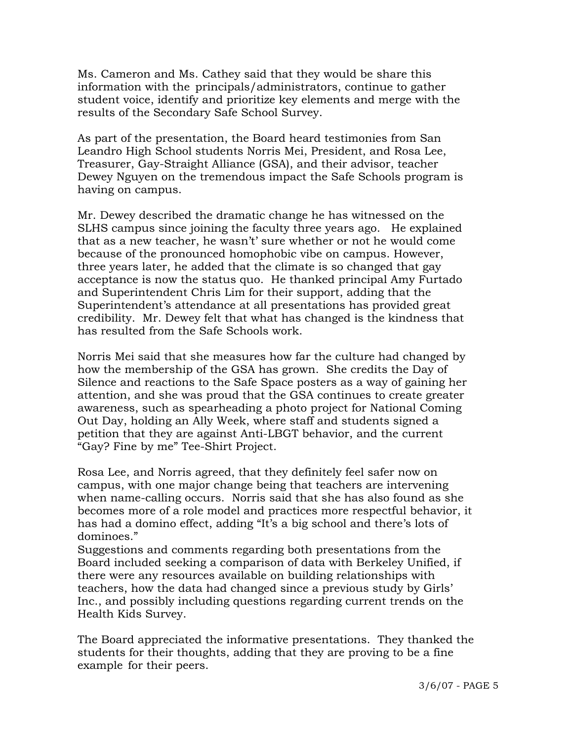Ms. Cameron and Ms. Cathey said that they would be share this information with the principals/administrators, continue to gather student voice, identify and prioritize key elements and merge with the results of the Secondary Safe School Survey.

As part of the presentation, the Board heard testimonies from San Leandro High School students Norris Mei, President, and Rosa Lee, Treasurer, Gay-Straight Alliance (GSA), and their advisor, teacher Dewey Nguyen on the tremendous impact the Safe Schools program is having on campus.

Mr. Dewey described the dramatic change he has witnessed on the SLHS campus since joining the faculty three years ago. He explained that as a new teacher, he wasn't' sure whether or not he would come because of the pronounced homophobic vibe on campus. However, three years later, he added that the climate is so changed that gay acceptance is now the status quo. He thanked principal Amy Furtado and Superintendent Chris Lim for their support, adding that the Superintendent's attendance at all presentations has provided great credibility. Mr. Dewey felt that what has changed is the kindness that has resulted from the Safe Schools work.

Norris Mei said that she measures how far the culture had changed by how the membership of the GSA has grown. She credits the Day of Silence and reactions to the Safe Space posters as a way of gaining her attention, and she was proud that the GSA continues to create greater awareness, such as spearheading a photo project for National Coming Out Day, holding an Ally Week, where staff and students signed a petition that they are against Anti-LBGT behavior, and the current "Gay? Fine by me" Tee-Shirt Project.

Rosa Lee, and Norris agreed, that they definitely feel safer now on campus, with one major change being that teachers are intervening when name-calling occurs. Norris said that she has also found as she becomes more of a role model and practices more respectful behavior, it has had a domino effect, adding "It's a big school and there's lots of dominoes."

Suggestions and comments regarding both presentations from the Board included seeking a comparison of data with Berkeley Unified, if there were any resources available on building relationships with teachers, how the data had changed since a previous study by Girls' Inc., and possibly including questions regarding current trends on the Health Kids Survey.

The Board appreciated the informative presentations. They thanked the students for their thoughts, adding that they are proving to be a fine example for their peers.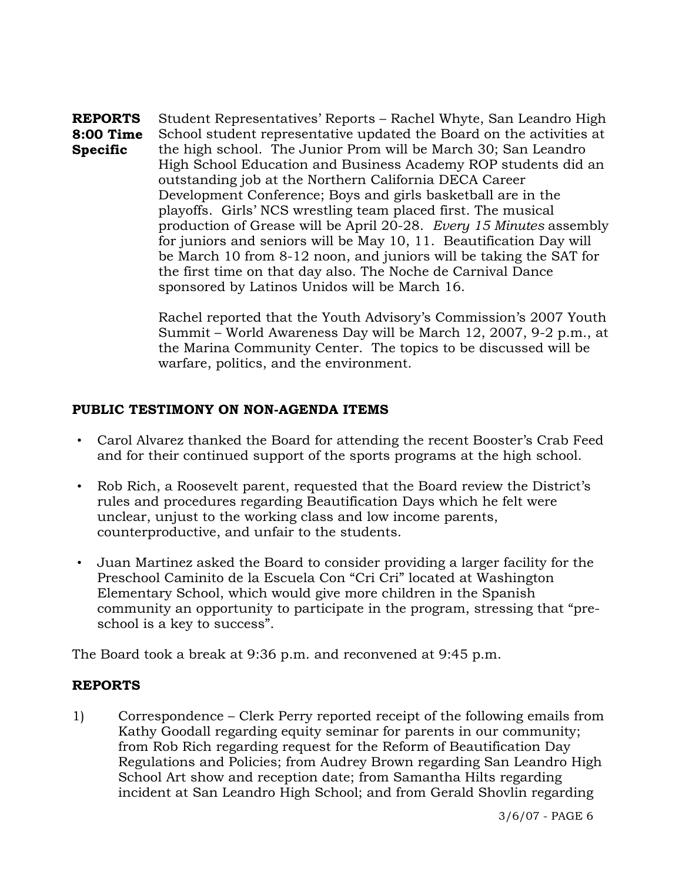**REPORTS 8:00 Time Specific**

Student Representatives' Reports – Rachel Whyte, San Leandro High School student representative updated the Board on the activities at the high school. The Junior Prom will be March 30; San Leandro High School Education and Business Academy ROP students did an outstanding job at the Northern California DECA Career Development Conference; Boys and girls basketball are in the playoffs. Girls' NCS wrestling team placed first. The musical production of Grease will be April 20-28. *Every 15 Minutes* assembly for juniors and seniors will be May 10, 11. Beautification Day will be March 10 from 8-12 noon, and juniors will be taking the SAT for the first time on that day also. The Noche de Carnival Dance sponsored by Latinos Unidos will be March 16.

Rachel reported that the Youth Advisory's Commission's 2007 Youth Summit – World Awareness Day will be March 12, 2007, 9-2 p.m., at the Marina Community Center. The topics to be discussed will be warfare, politics, and the environment.

**PUBLIC TESTIMONY ON NON-AGENDA ITEMS**

- Carol Alvarez thanked the Board for attending the recent Booster's Crab Feed and for their continued support of the sports programs at the high school.
- Rob Rich, a Roosevelt parent, requested that the Board review the District's rules and procedures regarding Beautification Days which he felt were unclear, unjust to the working class and low income parents, counterproductive, and unfair to the students.
- Juan Martinez asked the Board to consider providing a larger facility for the Preschool Caminito de la Escuela Con "Cri Cri" located at Washington Elementary School, which would give more children in the Spanish community an opportunity to participate in the program, stressing that "pre-school is a key to success".

The Board took a break at 9:36 p.m. and reconvened at 9:45 p.m.

**REPORTS**

1) Correspondence – Clerk Perry reported receipt of the following emails from Kathy Goodall regarding equity seminar for parents in our community; from Rob Rich regarding request for the Reform of Beautification Day Regulations and Policies; from Audrey Brown regarding San Leandro High School Art show and reception date; from Samantha Hilts regarding incident at San Leandro High School; and from Gerald Shovlin regarding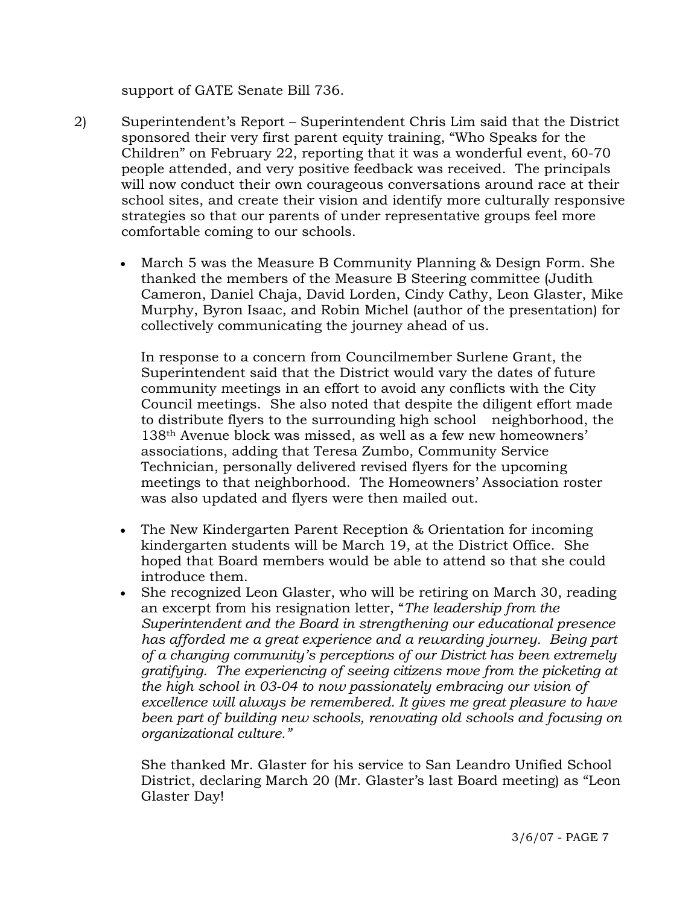support of GATE Senate Bill 736.

2) Superintendent's Report – Superintendent Chris Lim said that the District sponsored their very first parent equity training, "Who Speaks for the Children" on February 22, reporting that it was a wonderful event, 60-70 people attended, and very positive feedback was received. The principals will now conduct their own courageous conversations around race at their school sites, and create their vision and identify more culturally responsive strategies so that our parents of under representative groups feel more comfortable coming to our schools.

- March 5 was the Measure B Community Planning & Design Form. She thanked the members of the Measure B Steering committee (Judith Cameron, Daniel Chaja, David Lorden, Cindy Cathy, Leon Glaster, Mike Murphy, Byron Isaac, and Robin Michel (author of the presentation) for collectively communicating the journey ahead of us.

  In response to a concern from Councilmember Surlene Grant, the Superintendent said that the District would vary the dates of future community meetings in an effort to avoid any conflicts with the City Council meetings. She also noted that despite the diligent effort made to distribute flyers to the surrounding high school neighborhood, the 138th Avenue block was missed, as well as a few new homeowners' associations, adding that Teresa Zumbo, Community Service Technician, personally delivered revised flyers for the upcoming meetings to that neighborhood. The Homeowners' Association roster was also updated and flyers were then mailed out.

- The New Kindergarten Parent Reception & Orientation for incoming kindergarten students will be March 19, at the District Office. She hoped that Board members would be able to attend so that she could introduce them.
- She recognized Leon Glaster, who will be retiring on March 30, reading an excerpt from his resignation letter, "*The leadership from the Superintendent and the Board in strengthening our educational presence has afforded me a great experience and a rewarding journey. Being part of a changing community's perceptions of our District has been extremely gratifying. The experiencing of seeing citizens move from the picketing at the high school in 03-04 to now passionately embracing our vision of excellence will always be remembered. It gives me great pleasure to have been part of building new schools, renovating old schools and focusing on organizational culture."*

  She thanked Mr. Glaster for his service to San Leandro Unified School District, declaring March 20 (Mr. Glaster's last Board meeting) as "Leon Glaster Day!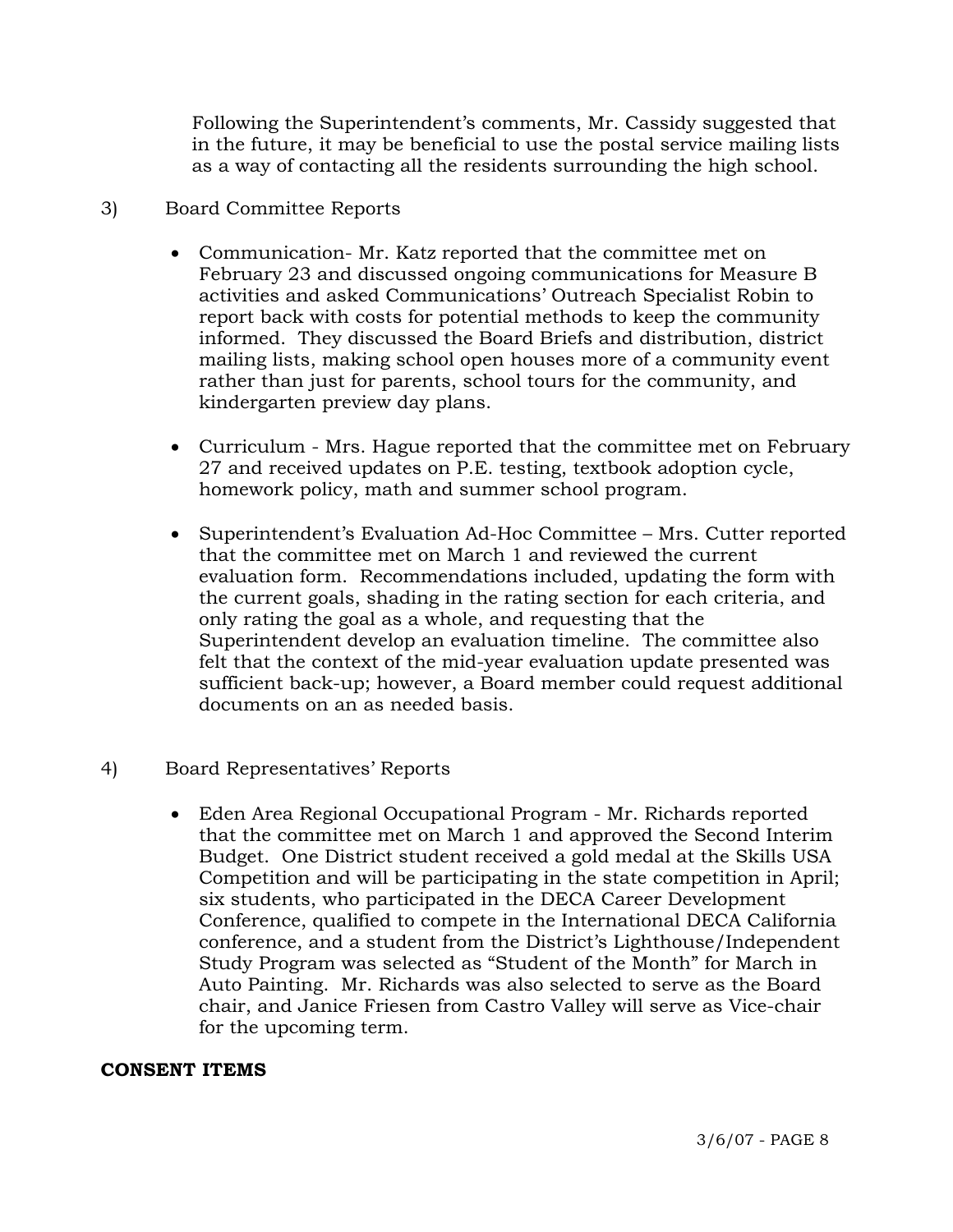Following the Superintendent's comments, Mr. Cassidy suggested that in the future, it may be beneficial to use the postal service mailing lists as a way of contacting all the residents surrounding the high school.

3) Board Committee Reports

- Communication- Mr. Katz reported that the committee met on February 23 and discussed ongoing communications for Measure B activities and asked Communications' Outreach Specialist Robin to report back with costs for potential methods to keep the community informed. They discussed the Board Briefs and distribution, district mailing lists, making school open houses more of a community event rather than just for parents, school tours for the community, and kindergarten preview day plans.

- Curriculum - Mrs. Hague reported that the committee met on February 27 and received updates on P.E. testing, textbook adoption cycle, homework policy, math and summer school program.

- Superintendent's Evaluation Ad-Hoc Committee – Mrs. Cutter reported that the committee met on March 1 and reviewed the current evaluation form. Recommendations included, updating the form with the current goals, shading in the rating section for each criteria, and only rating the goal as a whole, and requesting that the Superintendent develop an evaluation timeline. The committee also felt that the context of the mid-year evaluation update presented was sufficient back-up; however, a Board member could request additional documents on an as needed basis.

4) Board Representatives' Reports

- Eden Area Regional Occupational Program - Mr. Richards reported that the committee met on March 1 and approved the Second Interim Budget. One District student received a gold medal at the Skills USA Competition and will be participating in the state competition in April; six students, who participated in the DECA Career Development Conference, qualified to compete in the International DECA California conference, and a student from the District's Lighthouse/Independent Study Program was selected as "Student of the Month" for March in Auto Painting. Mr. Richards was also selected to serve as the Board chair, and Janice Friesen from Castro Valley will serve as Vice-chair for the upcoming term.

**CONSENT ITEMS**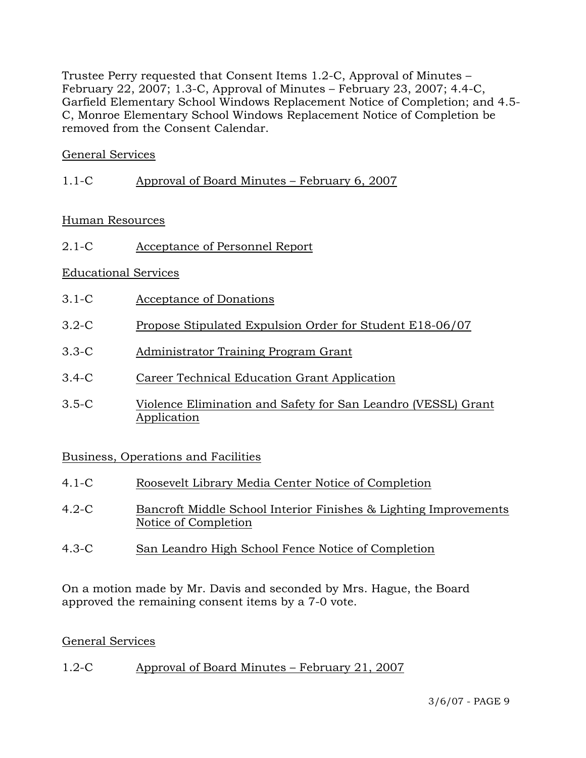Trustee Perry requested that Consent Items 1.2-C, Approval of Minutes – February 22, 2007; 1.3-C, Approval of Minutes – February 23, 2007; 4.4-C, Garfield Elementary School Windows Replacement Notice of Completion; and 4.5-C, Monroe Elementary School Windows Replacement Notice of Completion be removed from the Consent Calendar.

General Services

1.1-C Approval of Board Minutes – February 6, 2007

Human Resources

2.1-C Acceptance of Personnel Report

Educational Services

3.1-C Acceptance of Donations

3.2-C Propose Stipulated Expulsion Order for Student E18-06/07

3.3-C Administrator Training Program Grant

3.4-C Career Technical Education Grant Application

3.5-C Violence Elimination and Safety for San Leandro (VESSL) Grant Application

Business, Operations and Facilities

4.1-C Roosevelt Library Media Center Notice of Completion

4.2-C Bancroft Middle School Interior Finishes & Lighting Improvements Notice of Completion

4.3-C San Leandro High School Fence Notice of Completion

On a motion made by Mr. Davis and seconded by Mrs. Hague, the Board approved the remaining consent items by a 7-0 vote.

General Services

1.2-C Approval of Board Minutes – February 21, 2007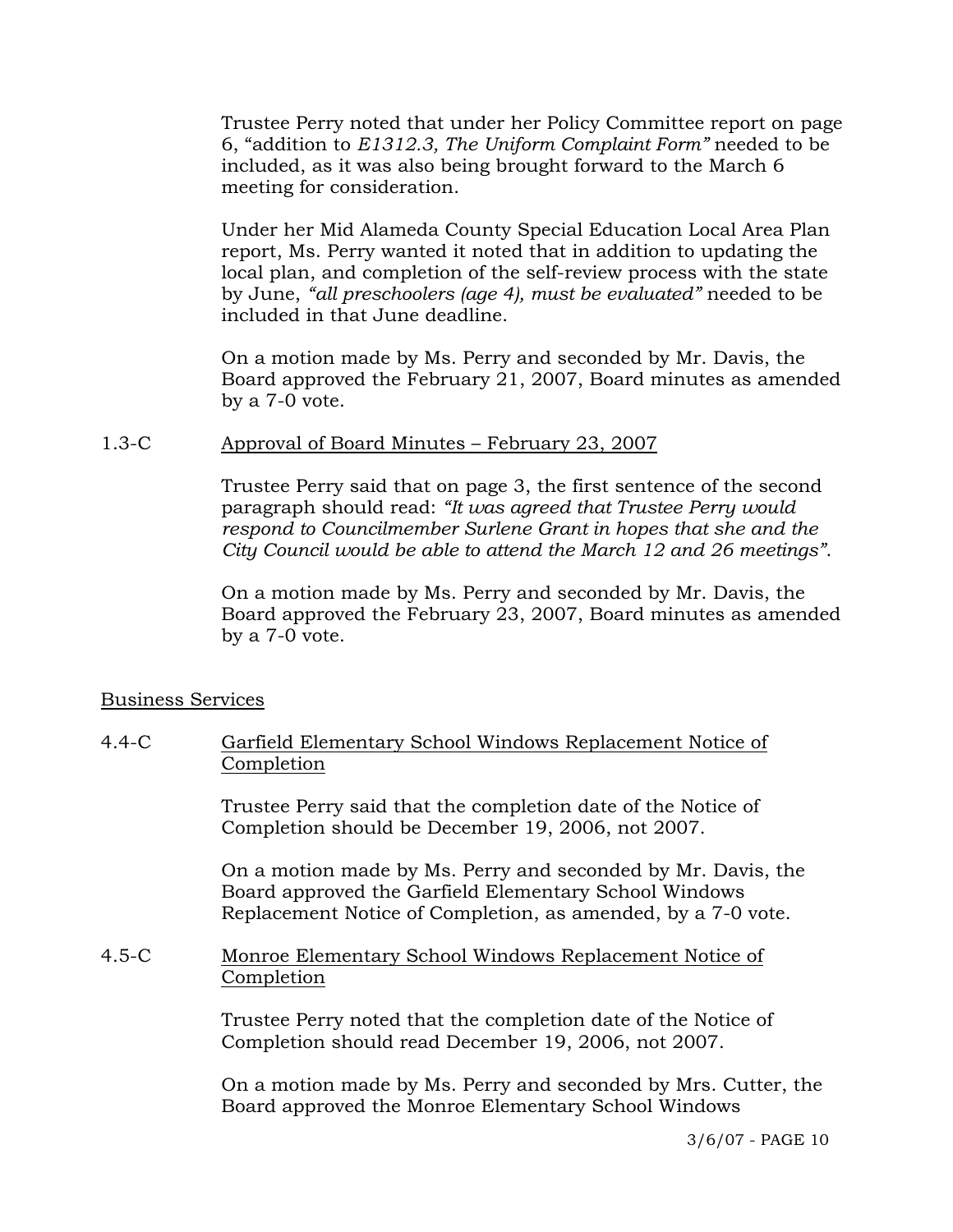Trustee Perry noted that under her Policy Committee report on page 6, "addition to *E1312.3, The Uniform Complaint Form"* needed to be included, as it was also being brought forward to the March 6 meeting for consideration.

Under her Mid Alameda County Special Education Local Area Plan report, Ms. Perry wanted it noted that in addition to updating the local plan, and completion of the self-review process with the state by June, *"all preschoolers (age 4), must be evaluated"* needed to be included in that June deadline.

On a motion made by Ms. Perry and seconded by Mr. Davis, the Board approved the February 21, 2007, Board minutes as amended by a 7-0 vote.

1.3-C Approval of Board Minutes – February 23, 2007

Trustee Perry said that on page 3, the first sentence of the second paragraph should read: *"It was agreed that Trustee Perry would respond to Councilmember Surlene Grant in hopes that she and the City Council would be able to attend the March 12 and 26 meetings"*.

On a motion made by Ms. Perry and seconded by Mr. Davis, the Board approved the February 23, 2007, Board minutes as amended by a 7-0 vote.

Business Services

4.4-C Garfield Elementary School Windows Replacement Notice of Completion

Trustee Perry said that the completion date of the Notice of Completion should be December 19, 2006, not 2007.

On a motion made by Ms. Perry and seconded by Mr. Davis, the Board approved the Garfield Elementary School Windows Replacement Notice of Completion, as amended, by a 7-0 vote.

4.5-C Monroe Elementary School Windows Replacement Notice of Completion

Trustee Perry noted that the completion date of the Notice of Completion should read December 19, 2006, not 2007.

On a motion made by Ms. Perry and seconded by Mrs. Cutter, the Board approved the Monroe Elementary School Windows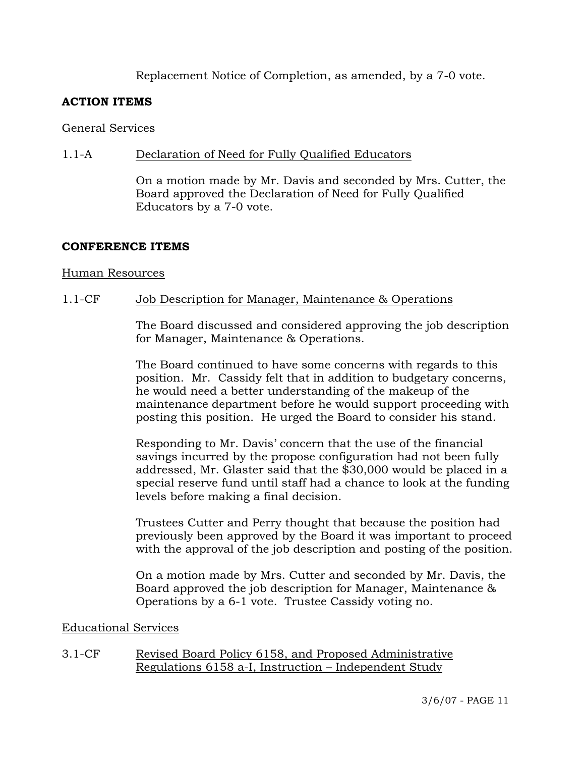Replacement Notice of Completion, as amended, by a 7-0 vote.

## ACTION ITEMS

General Services

1.1-A Declaration of Need for Fully Qualified Educators

On a motion made by Mr. Davis and seconded by Mrs. Cutter, the Board approved the Declaration of Need for Fully Qualified Educators by a 7-0 vote.

## CONFERENCE ITEMS

Human Resources

1.1-CF Job Description for Manager, Maintenance & Operations

The Board discussed and considered approving the job description for Manager, Maintenance & Operations.

The Board continued to have some concerns with regards to this position. Mr. Cassidy felt that in addition to budgetary concerns, he would need a better understanding of the makeup of the maintenance department before he would support proceeding with posting this position. He urged the Board to consider his stand.

Responding to Mr. Davis' concern that the use of the financial savings incurred by the propose configuration had not been fully addressed, Mr. Glaster said that the $30,000 would be placed in a special reserve fund until staff had a chance to look at the funding levels before making a final decision.

Trustees Cutter and Perry thought that because the position had previously been approved by the Board it was important to proceed with the approval of the job description and posting of the position.

On a motion made by Mrs. Cutter and seconded by Mr. Davis, the Board approved the job description for Manager, Maintenance & Operations by a 6-1 vote. Trustee Cassidy voting no.

Educational Services

3.1-CF Revised Board Policy 6158, and Proposed Administrative Regulations 6158 a-I, Instruction – Independent Study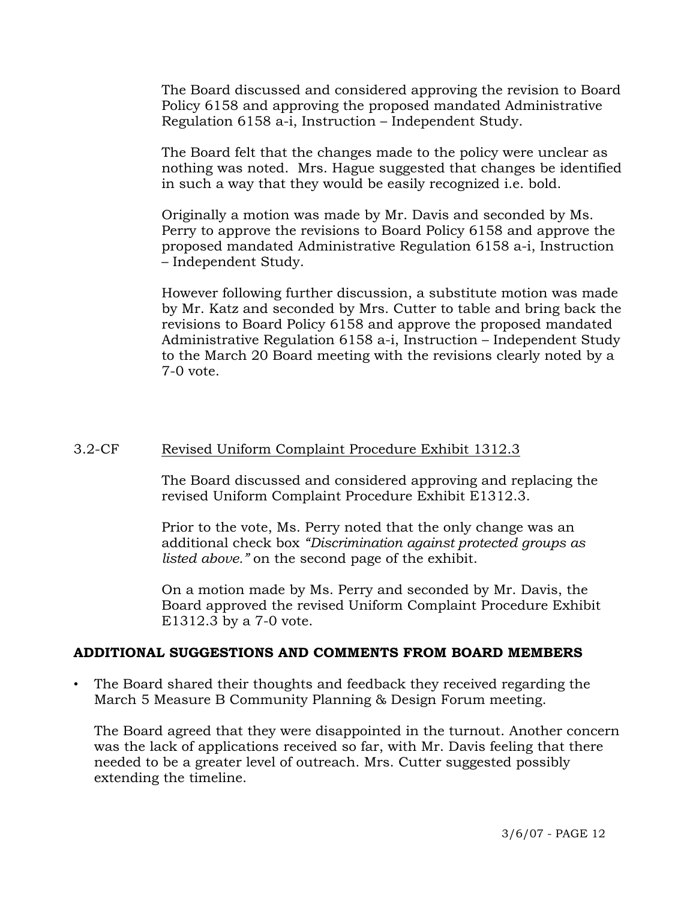The Board discussed and considered approving the revision to Board Policy 6158 and approving the proposed mandated Administrative Regulation 6158 a-i, Instruction – Independent Study.

The Board felt that the changes made to the policy were unclear as nothing was noted. Mrs. Hague suggested that changes be identified in such a way that they would be easily recognized i.e. bold.

Originally a motion was made by Mr. Davis and seconded by Ms. Perry to approve the revisions to Board Policy 6158 and approve the proposed mandated Administrative Regulation 6158 a-i, Instruction – Independent Study.

However following further discussion, a substitute motion was made by Mr. Katz and seconded by Mrs. Cutter to table and bring back the revisions to Board Policy 6158 and approve the proposed mandated Administrative Regulation 6158 a-i, Instruction – Independent Study to the March 20 Board meeting with the revisions clearly noted by a 7-0 vote.

3.2-CF <u>Revised Uniform Complaint Procedure Exhibit 1312.3</u>

The Board discussed and considered approving and replacing the revised Uniform Complaint Procedure Exhibit E1312.3.

Prior to the vote, Ms. Perry noted that the only change was an additional check box *"Discrimination against protected groups as listed above."* on the second page of the exhibit.

On a motion made by Ms. Perry and seconded by Mr. Davis, the Board approved the revised Uniform Complaint Procedure Exhibit E1312.3 by a 7-0 vote.

## ADDITIONAL SUGGESTIONS AND COMMENTS FROM BOARD MEMBERS

- The Board shared their thoughts and feedback they received regarding the March 5 Measure B Community Planning & Design Forum meeting.

  The Board agreed that they were disappointed in the turnout. Another concern was the lack of applications received so far, with Mr. Davis feeling that there needed to be a greater level of outreach. Mrs. Cutter suggested possibly extending the timeline.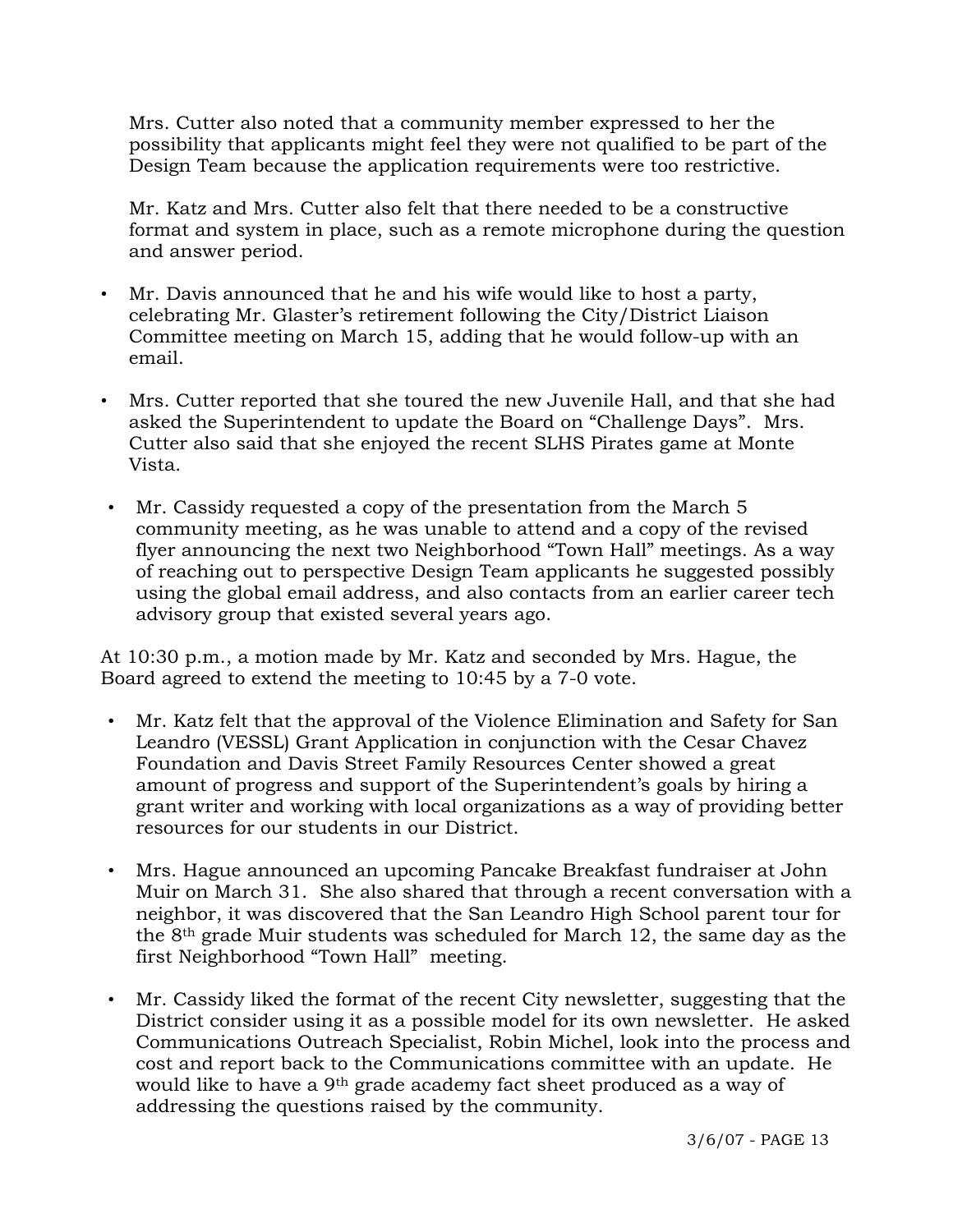Mrs. Cutter also noted that a community member expressed to her the possibility that applicants might feel they were not qualified to be part of the Design Team because the application requirements were too restrictive.

Mr. Katz and Mrs. Cutter also felt that there needed to be a constructive format and system in place, such as a remote microphone during the question and answer period.

- Mr. Davis announced that he and his wife would like to host a party, celebrating Mr. Glaster's retirement following the City/District Liaison Committee meeting on March 15, adding that he would follow-up with an email.
- Mrs. Cutter reported that she toured the new Juvenile Hall, and that she had asked the Superintendent to update the Board on "Challenge Days". Mrs. Cutter also said that she enjoyed the recent SLHS Pirates game at Monte Vista.
- Mr. Cassidy requested a copy of the presentation from the March 5 community meeting, as he was unable to attend and a copy of the revised flyer announcing the next two Neighborhood "Town Hall" meetings. As a way of reaching out to perspective Design Team applicants he suggested possibly using the global email address, and also contacts from an earlier career tech advisory group that existed several years ago.

At 10:30 p.m., a motion made by Mr. Katz and seconded by Mrs. Hague, the Board agreed to extend the meeting to 10:45 by a 7-0 vote.

- Mr. Katz felt that the approval of the Violence Elimination and Safety for San Leandro (VESSL) Grant Application in conjunction with the Cesar Chavez Foundation and Davis Street Family Resources Center showed a great amount of progress and support of the Superintendent's goals by hiring a grant writer and working with local organizations as a way of providing better resources for our students in our District.
- Mrs. Hague announced an upcoming Pancake Breakfast fundraiser at John Muir on March 31. She also shared that through a recent conversation with a neighbor, it was discovered that the San Leandro High School parent tour for the 8th grade Muir students was scheduled for March 12, the same day as the first Neighborhood "Town Hall" meeting.
- Mr. Cassidy liked the format of the recent City newsletter, suggesting that the District consider using it as a possible model for its own newsletter. He asked Communications Outreach Specialist, Robin Michel, look into the process and cost and report back to the Communications committee with an update. He would like to have a 9th grade academy fact sheet produced as a way of addressing the questions raised by the community.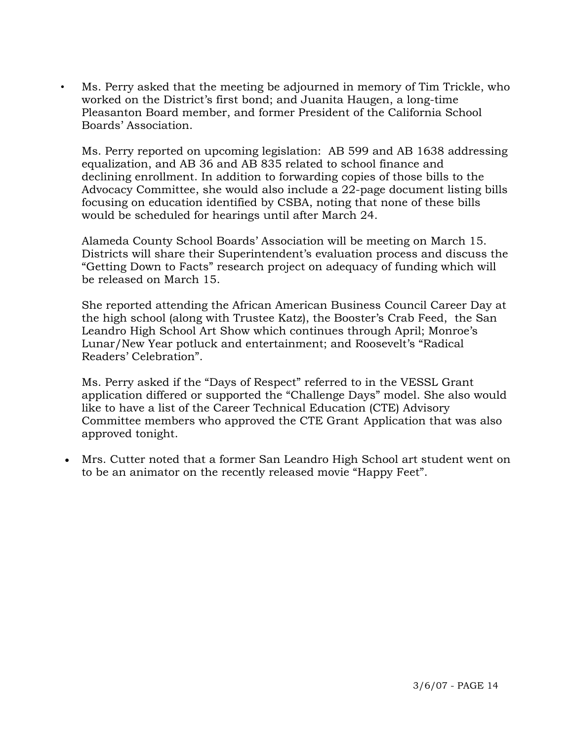- Ms. Perry asked that the meeting be adjourned in memory of Tim Trickle, who worked on the District's first bond; and Juanita Haugen, a long-time Pleasanton Board member, and former President of the California School Boards' Association.

  Ms. Perry reported on upcoming legislation: AB 599 and AB 1638 addressing equalization, and AB 36 and AB 835 related to school finance and declining enrollment. In addition to forwarding copies of those bills to the Advocacy Committee, she would also include a 22-page document listing bills focusing on education identified by CSBA, noting that none of these bills would be scheduled for hearings until after March 24.

  Alameda County School Boards' Association will be meeting on March 15. Districts will share their Superintendent's evaluation process and discuss the "Getting Down to Facts" research project on adequacy of funding which will be released on March 15.

  She reported attending the African American Business Council Career Day at the high school (along with Trustee Katz), the Booster's Crab Feed, the San Leandro High School Art Show which continues through April; Monroe's Lunar/New Year potluck and entertainment; and Roosevelt's "Radical Readers' Celebration".

  Ms. Perry asked if the "Days of Respect" referred to in the VESSL Grant application differed or supported the "Challenge Days" model. She also would like to have a list of the Career Technical Education (CTE) Advisory Committee members who approved the CTE Grant Application that was also approved tonight.

- Mrs. Cutter noted that a former San Leandro High School art student went on to be an animator on the recently released movie "Happy Feet".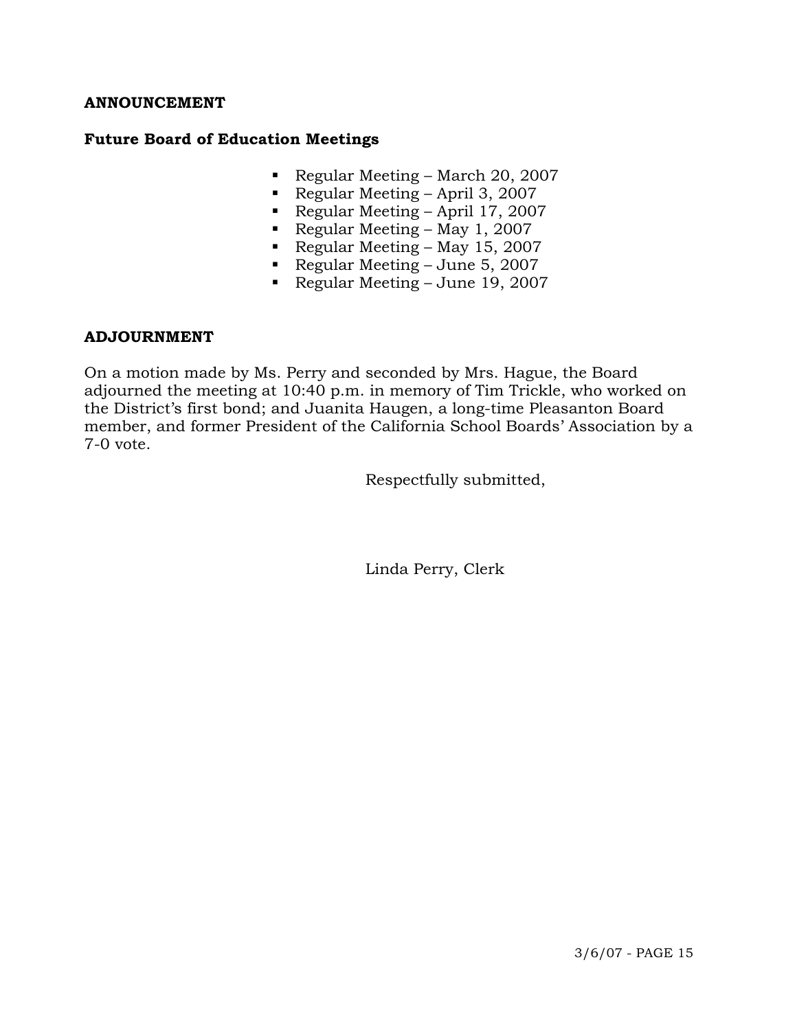**ANNOUNCEMENT**

**Future Board of Education Meetings**

- Regular Meeting – March 20, 2007
- Regular Meeting – April 3, 2007
- Regular Meeting – April 17, 2007
- Regular Meeting – May 1, 2007
- Regular Meeting – May 15, 2007
- Regular Meeting – June 5, 2007
- Regular Meeting – June 19, 2007

**ADJOURNMENT**

On a motion made by Ms. Perry and seconded by Mrs. Hague, the Board adjourned the meeting at 10:40 p.m. in memory of Tim Trickle, who worked on the District's first bond; and Juanita Haugen, a long-time Pleasanton Board member, and former President of the California School Boards' Association by a 7-0 vote.

Respectfully submitted,

Linda Perry, Clerk